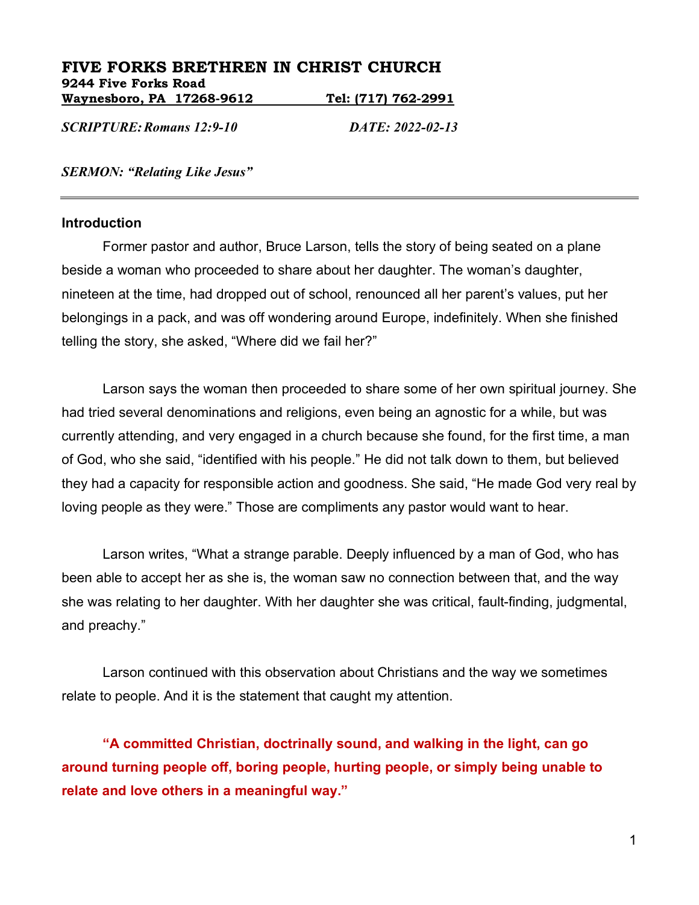# FIVE FORKS BRETHREN IN CHRIST CHURCH

**9244 Five Forks Road**
**Waynesboro, PA 17268-9612 Tel: (717) 762-2991**

***SCRIPTURE: Romans 12:9-10*** ***DATE: 2022-02-13***

***SERMON: "Relating Like Jesus"***

---

## Introduction

Former pastor and author, Bruce Larson, tells the story of being seated on a plane beside a woman who proceeded to share about her daughter. The woman's daughter, nineteen at the time, had dropped out of school, renounced all her parent's values, put her belongings in a pack, and was off wondering around Europe, indefinitely. When she finished telling the story, she asked, "Where did we fail her?"

Larson says the woman then proceeded to share some of her own spiritual journey. She had tried several denominations and religions, even being an agnostic for a while, but was currently attending, and very engaged in a church because she found, for the first time, a man of God, who she said, "identified with his people." He did not talk down to them, but believed they had a capacity for responsible action and goodness. She said, "He made God very real by loving people as they were." Those are compliments any pastor would want to hear.

Larson writes, "What a strange parable. Deeply influenced by a man of God, who has been able to accept her as she is, the woman saw no connection between that, and the way she was relating to her daughter. With her daughter she was critical, fault-finding, judgmental, and preachy."

Larson continued with this observation about Christians and the way we sometimes relate to people. And it is the statement that caught my attention.

**"A committed Christian, doctrinally sound, and walking in the light, can go around turning people off, boring people, hurting people, or simply being unable to relate and love others in a meaningful way."**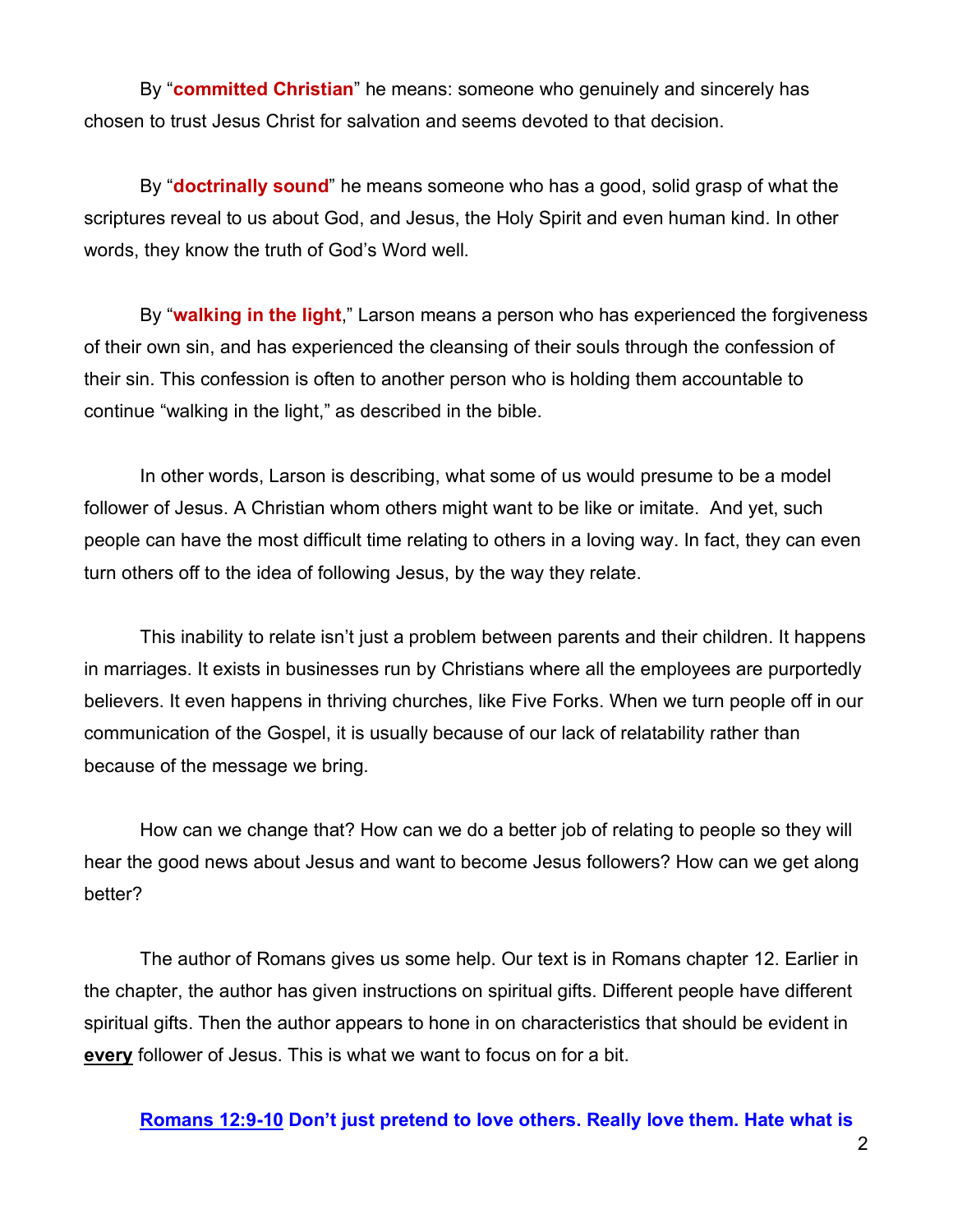By "**committed Christian**" he means: someone who genuinely and sincerely has chosen to trust Jesus Christ for salvation and seems devoted to that decision.

By "**doctrinally sound**" he means someone who has a good, solid grasp of what the scriptures reveal to us about God, and Jesus, the Holy Spirit and even human kind. In other words, they know the truth of God's Word well.

By "**walking in the light**," Larson means a person who has experienced the forgiveness of their own sin, and has experienced the cleansing of their souls through the confession of their sin. This confession is often to another person who is holding them accountable to continue "walking in the light," as described in the bible.

In other words, Larson is describing, what some of us would presume to be a model follower of Jesus. A Christian whom others might want to be like or imitate. And yet, such people can have the most difficult time relating to others in a loving way. In fact, they can even turn others off to the idea of following Jesus, by the way they relate.

This inability to relate isn't just a problem between parents and their children. It happens in marriages. It exists in businesses run by Christians where all the employees are purportedly believers. It even happens in thriving churches, like Five Forks. When we turn people off in our communication of the Gospel, it is usually because of our lack of relatability rather than because of the message we bring.

How can we change that? How can we do a better job of relating to people so they will hear the good news about Jesus and want to become Jesus followers? How can we get along better?

The author of Romans gives us some help. Our text is in Romans chapter 12. Earlier in the chapter, the author has given instructions on spiritual gifts. Different people have different spiritual gifts. Then the author appears to hone in on characteristics that should be evident in **every** follower of Jesus. This is what we want to focus on for a bit.

**Romans 12:9-10 Don't just pretend to love others. Really love them. Hate what is**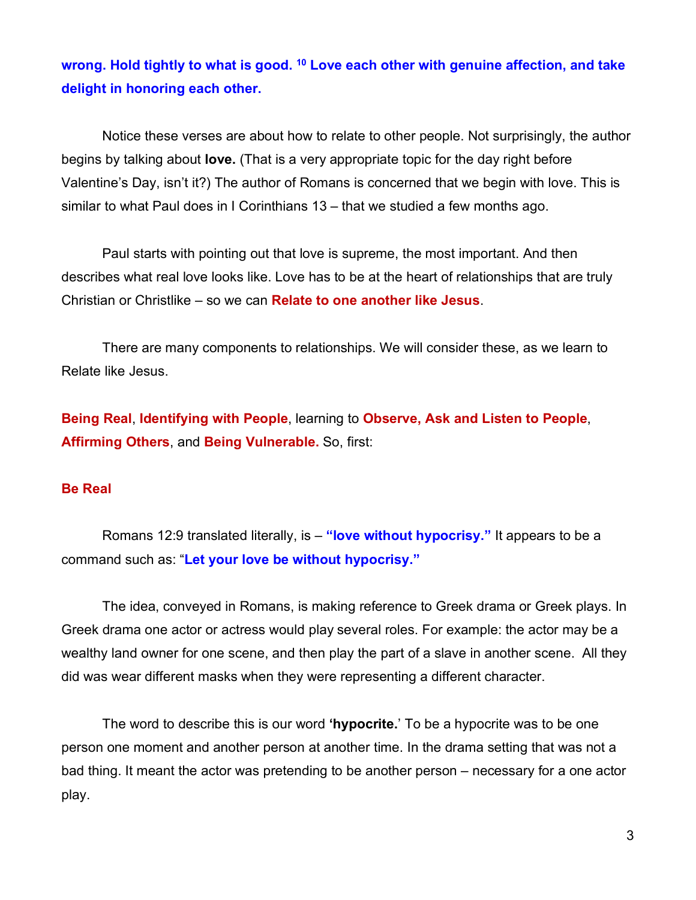**wrong. Hold tightly to what is good. [10] Love each other with genuine affection, and take delight in honoring each other.**

Notice these verses are about how to relate to other people. Not surprisingly, the author begins by talking about **love.** (That is a very appropriate topic for the day right before Valentine's Day, isn't it?) The author of Romans is concerned that we begin with love. This is similar to what Paul does in I Corinthians 13 – that we studied a few months ago.

Paul starts with pointing out that love is supreme, the most important. And then describes what real love looks like. Love has to be at the heart of relationships that are truly Christian or Christlike – so we can **Relate to one another like Jesus**.

There are many components to relationships. We will consider these, as we learn to Relate like Jesus.

**Being Real**, **Identifying with People**, learning to **Observe, Ask and Listen to People**, **Affirming Others**, and **Being Vulnerable.** So, first:

## Be Real

Romans 12:9 translated literally, is – **"love without hypocrisy."** It appears to be a command such as: "**Let your love be without hypocrisy."**

The idea, conveyed in Romans, is making reference to Greek drama or Greek plays. In Greek drama one actor or actress would play several roles. For example: the actor may be a wealthy land owner for one scene, and then play the part of a slave in another scene. All they did was wear different masks when they were representing a different character.

The word to describe this is our word **'hypocrite.'** To be a hypocrite was to be one person one moment and another person at another time. In the drama setting that was not a bad thing. It meant the actor was pretending to be another person – necessary for a one actor play.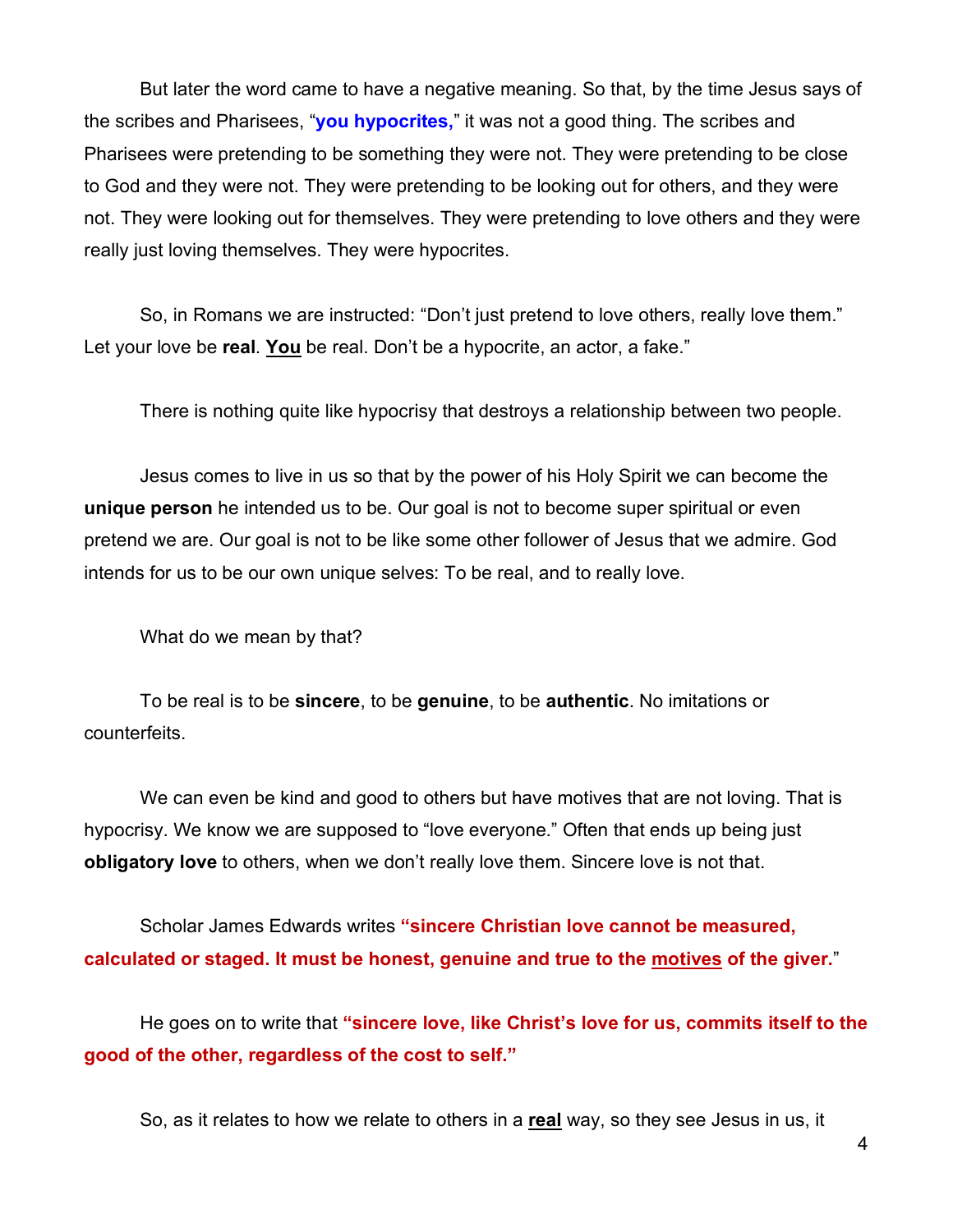But later the word came to have a negative meaning. So that, by the time Jesus says of the scribes and Pharisees, "**you hypocrites,**" it was not a good thing. The scribes and Pharisees were pretending to be something they were not. They were pretending to be close to God and they were not. They were pretending to be looking out for others, and they were not. They were looking out for themselves. They were pretending to love others and they were really just loving themselves. They were hypocrites.

So, in Romans we are instructed: "Don't just pretend to love others, really love them." Let your love be **real**. **<u>You</u>** be real. Don't be a hypocrite, an actor, a fake."

There is nothing quite like hypocrisy that destroys a relationship between two people.

Jesus comes to live in us so that by the power of his Holy Spirit we can become the **unique person** he intended us to be. Our goal is not to become super spiritual or even pretend we are. Our goal is not to be like some other follower of Jesus that we admire. God intends for us to be our own unique selves: To be real, and to really love.

What do we mean by that?

To be real is to be **sincere**, to be **genuine**, to be **authentic**. No imitations or counterfeits.

We can even be kind and good to others but have motives that are not loving. That is hypocrisy. We know we are supposed to "love everyone." Often that ends up being just **obligatory love** to others, when we don't really love them. Sincere love is not that.

Scholar James Edwards writes **"sincere Christian love cannot be measured, calculated or staged. It must be honest, genuine and true to the <u>motives</u> of the giver.**"

He goes on to write that **"sincere love, like Christ's love for us, commits itself to the good of the other, regardless of the cost to self."**

So, as it relates to how we relate to others in a **<u>real</u>** way, so they see Jesus in us, it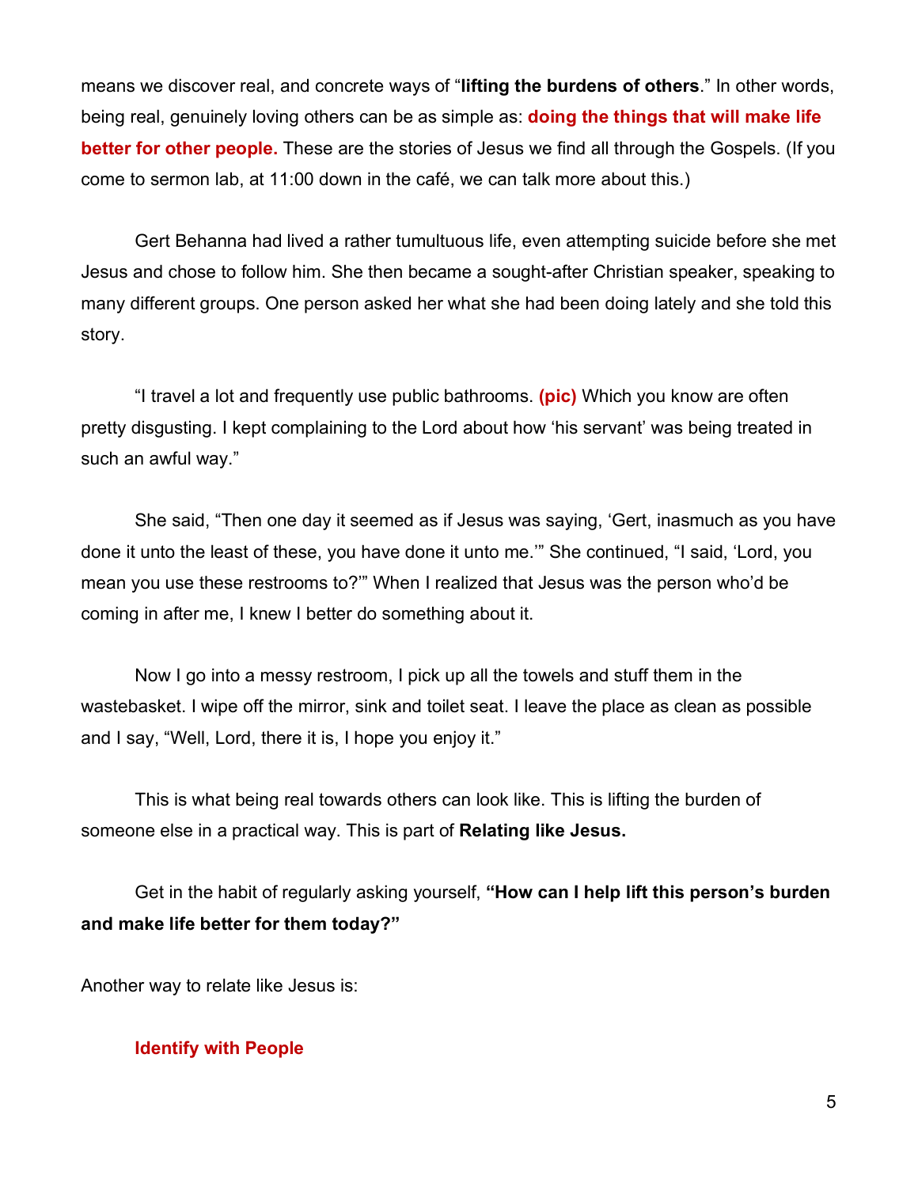means we discover real, and concrete ways of "**lifting the burdens of others**." In other words, being real, genuinely loving others can be as simple as: **doing the things that will make life better for other people.** These are the stories of Jesus we find all through the Gospels. (If you come to sermon lab, at 11:00 down in the café, we can talk more about this.)

Gert Behanna had lived a rather tumultuous life, even attempting suicide before she met Jesus and chose to follow him. She then became a sought-after Christian speaker, speaking to many different groups. One person asked her what she had been doing lately and she told this story.

"I travel a lot and frequently use public bathrooms. **(pic)** Which you know are often pretty disgusting. I kept complaining to the Lord about how 'his servant' was being treated in such an awful way."

She said, "Then one day it seemed as if Jesus was saying, 'Gert, inasmuch as you have done it unto the least of these, you have done it unto me.'" She continued, "I said, 'Lord, you mean you use these restrooms to?'" When I realized that Jesus was the person who'd be coming in after me, I knew I better do something about it.

Now I go into a messy restroom, I pick up all the towels and stuff them in the wastebasket. I wipe off the mirror, sink and toilet seat. I leave the place as clean as possible and I say, "Well, Lord, there it is, I hope you enjoy it."

This is what being real towards others can look like. This is lifting the burden of someone else in a practical way. This is part of **Relating like Jesus.**

Get in the habit of regularly asking yourself, **"How can I help lift this person's burden and make life better for them today?"**

Another way to relate like Jesus is:

**Identify with People**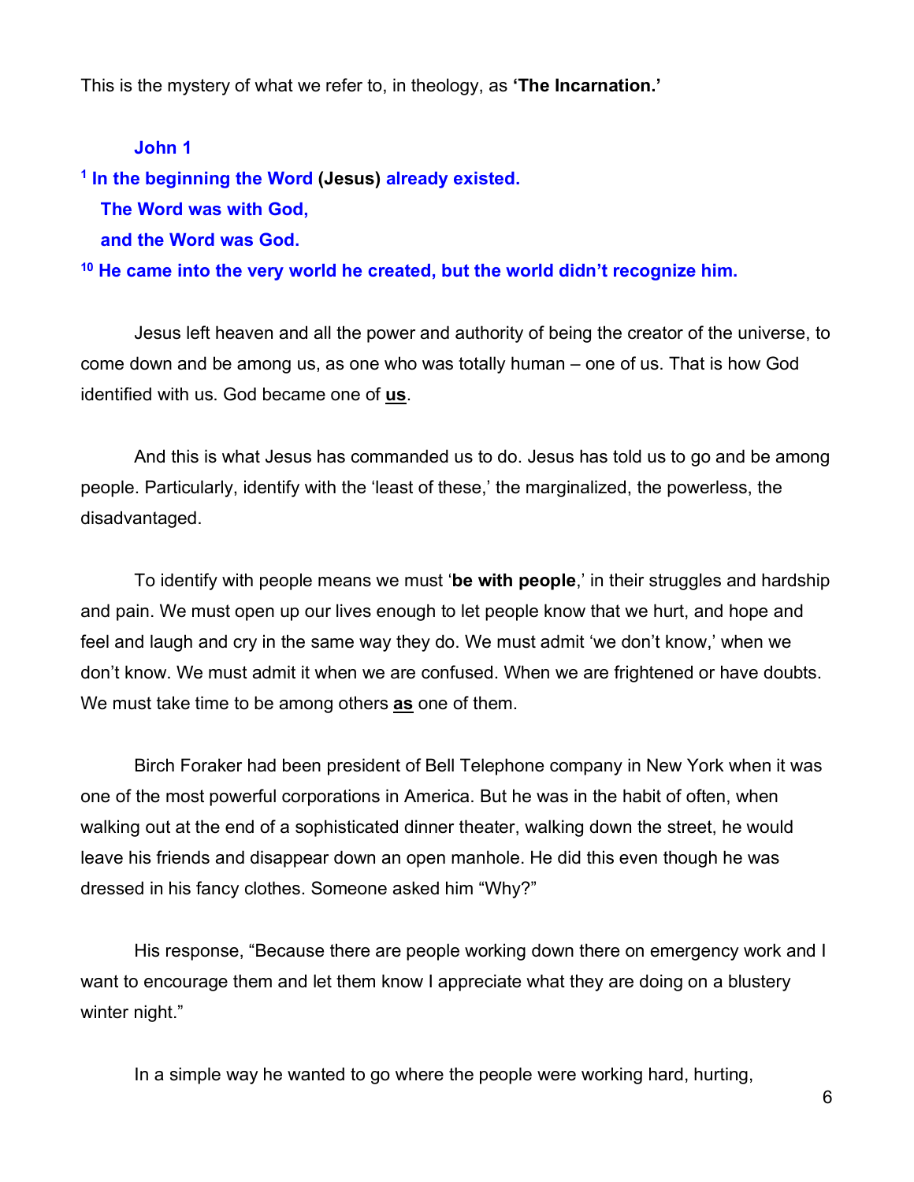This is the mystery of what we refer to, in theology, as **'The Incarnation.'**

**John 1**

**[1] In the beginning the Word (Jesus) already existed.**
**The Word was with God,**
**and the Word was God.**
**[10] He came into the very world he created, but the world didn't recognize him.**

Jesus left heaven and all the power and authority of being the creator of the universe, to come down and be among us, as one who was totally human – one of us. That is how God identified with us. God became one of **us**.

And this is what Jesus has commanded us to do. Jesus has told us to go and be among people. Particularly, identify with the 'least of these,' the marginalized, the powerless, the disadvantaged.

To identify with people means we must '**be with people**,' in their struggles and hardship and pain. We must open up our lives enough to let people know that we hurt, and hope and feel and laugh and cry in the same way they do. We must admit 'we don't know,' when we don't know. We must admit it when we are confused. When we are frightened or have doubts. We must take time to be among others **as** one of them.

Birch Foraker had been president of Bell Telephone company in New York when it was one of the most powerful corporations in America. But he was in the habit of often, when walking out at the end of a sophisticated dinner theater, walking down the street, he would leave his friends and disappear down an open manhole. He did this even though he was dressed in his fancy clothes. Someone asked him "Why?"

His response, "Because there are people working down there on emergency work and I want to encourage them and let them know I appreciate what they are doing on a blustery winter night."

In a simple way he wanted to go where the people were working hard, hurting,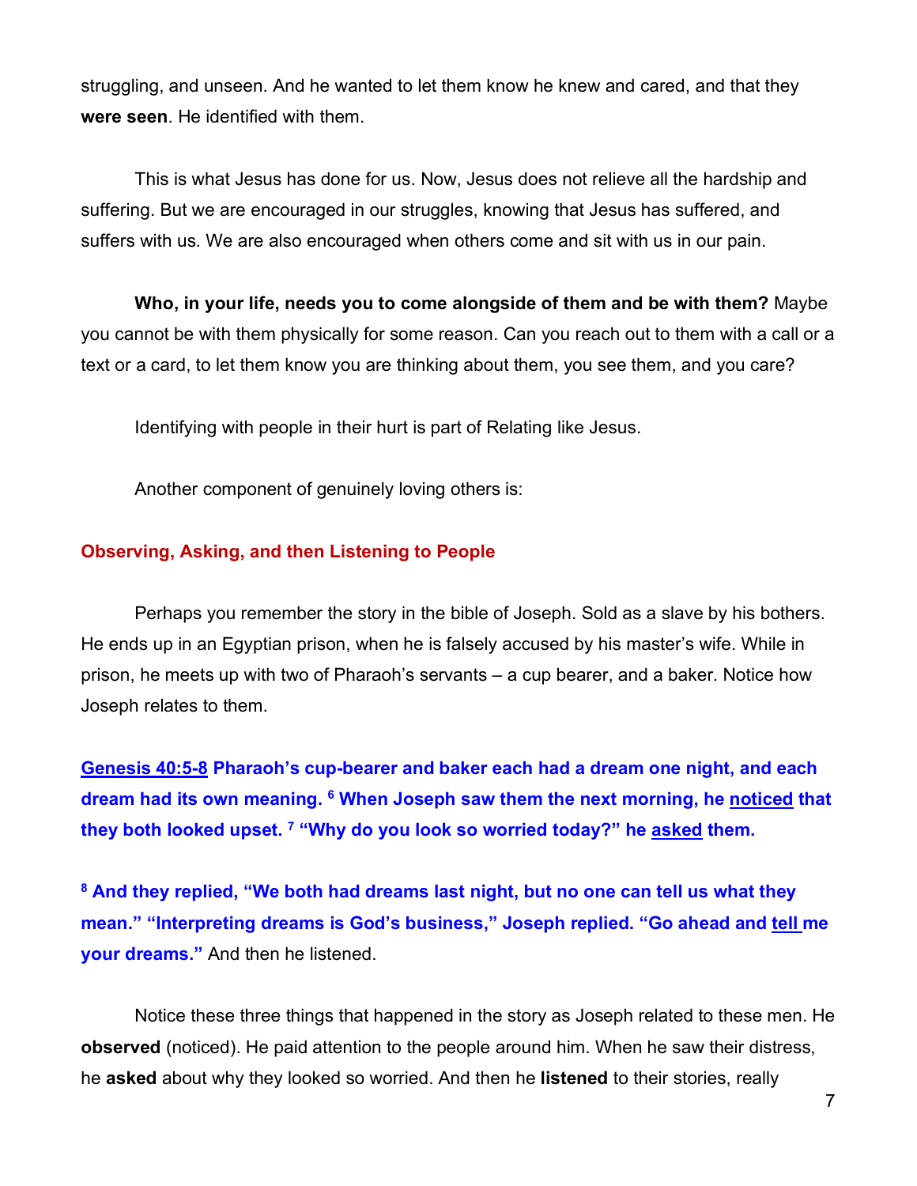struggling, and unseen. And he wanted to let them know he knew and cared, and that they **were seen**. He identified with them.

This is what Jesus has done for us. Now, Jesus does not relieve all the hardship and suffering. But we are encouraged in our struggles, knowing that Jesus has suffered, and suffers with us. We are also encouraged when others come and sit with us in our pain.

**Who, in your life, needs you to come alongside of them and be with them?** Maybe you cannot be with them physically for some reason. Can you reach out to them with a call or a text or a card, to let them know you are thinking about them, you see them, and you care?

Identifying with people in their hurt is part of Relating like Jesus.

Another component of genuinely loving others is:

### Observing, Asking, and then Listening to People

Perhaps you remember the story in the bible of Joseph. Sold as a slave by his bothers. He ends up in an Egyptian prison, when he is falsely accused by his master's wife. While in prison, he meets up with two of Pharaoh's servants – a cup bearer, and a baker. Notice how Joseph relates to them.

**Genesis 40:5-8 Pharaoh's cup-bearer and baker each had a dream one night, and each dream had its own meaning. [6] When Joseph saw them the next morning, he noticed that they both looked upset. [7] "Why do you look so worried today?" he asked them.**

**[8] And they replied, "We both had dreams last night, but no one can tell us what they mean." "Interpreting dreams is God's business," Joseph replied. "Go ahead and tell me your dreams."** And then he listened.

Notice these three things that happened in the story as Joseph related to these men. He **observed** (noticed). He paid attention to the people around him. When he saw their distress, he **asked** about why they looked so worried. And then he **listened** to their stories, really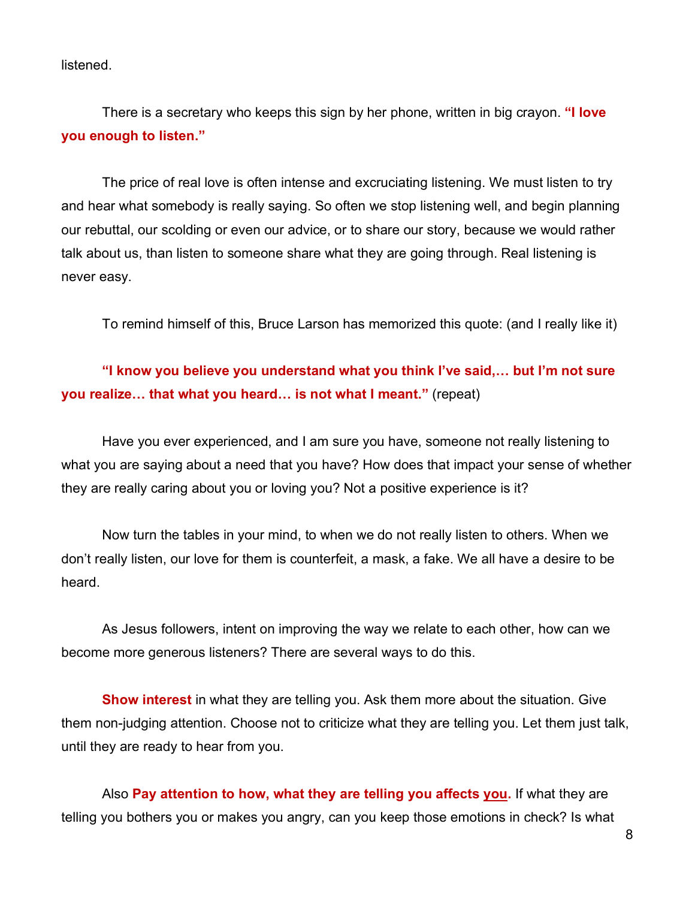listened.

There is a secretary who keeps this sign by her phone, written in big crayon. **"I love you enough to listen."**

The price of real love is often intense and excruciating listening. We must listen to try and hear what somebody is really saying. So often we stop listening well, and begin planning our rebuttal, our scolding or even our advice, or to share our story, because we would rather talk about us, than listen to someone share what they are going through. Real listening is never easy.

To remind himself of this, Bruce Larson has memorized this quote: (and I really like it)

**"I know you believe you understand what you think I've said,… but I'm not sure you realize… that what you heard… is not what I meant."** (repeat)

Have you ever experienced, and I am sure you have, someone not really listening to what you are saying about a need that you have? How does that impact your sense of whether they are really caring about you or loving you? Not a positive experience is it?

Now turn the tables in your mind, to when we do not really listen to others. When we don't really listen, our love for them is counterfeit, a mask, a fake. We all have a desire to be heard.

As Jesus followers, intent on improving the way we relate to each other, how can we become more generous listeners? There are several ways to do this.

**Show interest** in what they are telling you. Ask them more about the situation. Give them non-judging attention. Choose not to criticize what they are telling you. Let them just talk, until they are ready to hear from you.

Also **Pay attention to how, what they are telling you affects <u>you</u>**. If what they are telling you bothers you or makes you angry, can you keep those emotions in check? Is what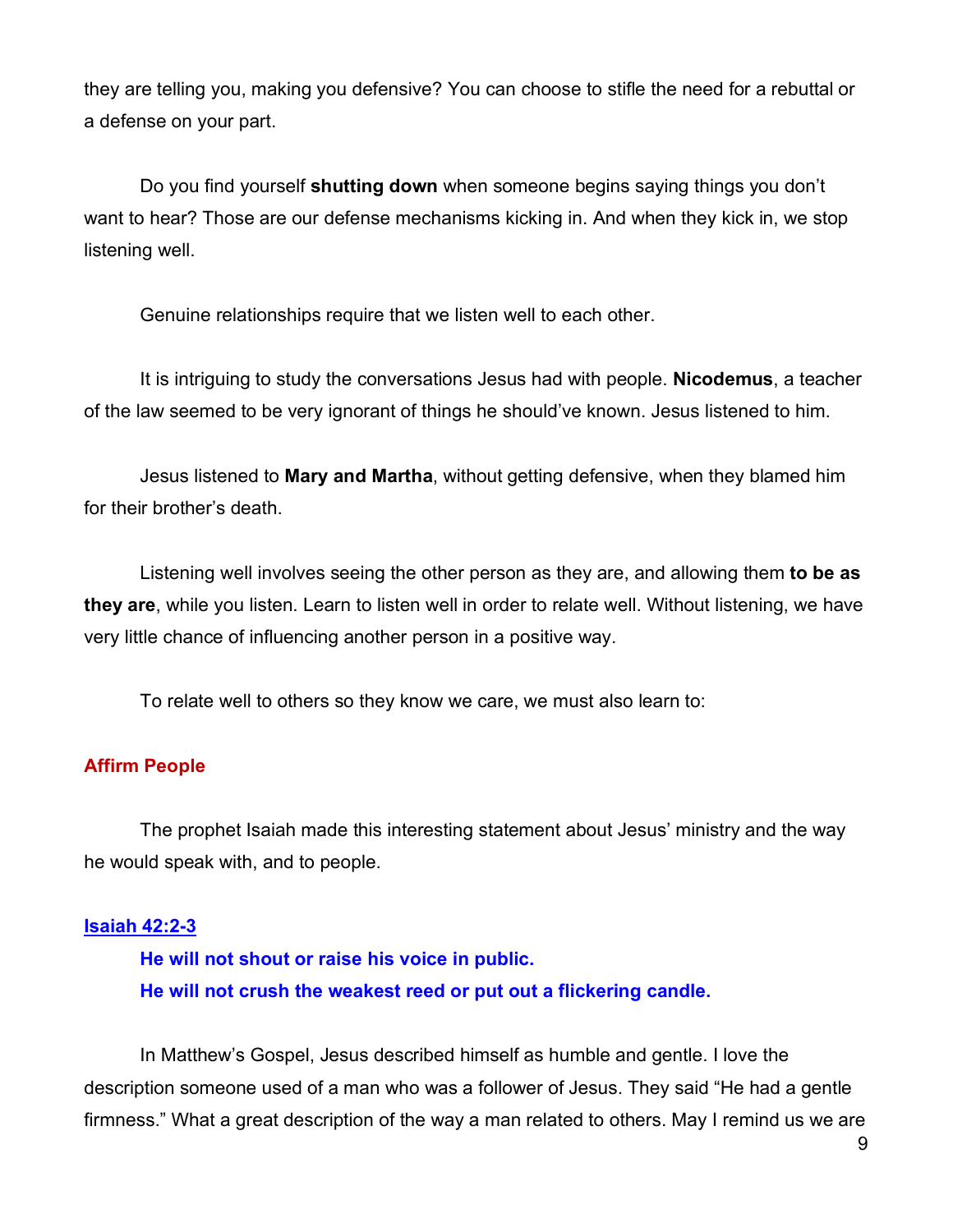they are telling you, making you defensive? You can choose to stifle the need for a rebuttal or a defense on your part.

Do you find yourself **shutting down** when someone begins saying things you don't want to hear? Those are our defense mechanisms kicking in. And when they kick in, we stop listening well.

Genuine relationships require that we listen well to each other.

It is intriguing to study the conversations Jesus had with people. **Nicodemus**, a teacher of the law seemed to be very ignorant of things he should've known. Jesus listened to him.

Jesus listened to **Mary and Martha**, without getting defensive, when they blamed him for their brother's death.

Listening well involves seeing the other person as they are, and allowing them **to be as they are**, while you listen. Learn to listen well in order to relate well. Without listening, we have very little chance of influencing another person in a positive way.

To relate well to others so they know we care, we must also learn to:

## Affirm People

The prophet Isaiah made this interesting statement about Jesus' ministry and the way he would speak with, and to people.

**Isaiah 42:2-3**

> **He will not shout or raise his voice in public.**
> **He will not crush the weakest reed or put out a flickering candle.**

In Matthew's Gospel, Jesus described himself as humble and gentle. I love the description someone used of a man who was a follower of Jesus. They said "He had a gentle firmness." What a great description of the way a man related to others. May I remind us we are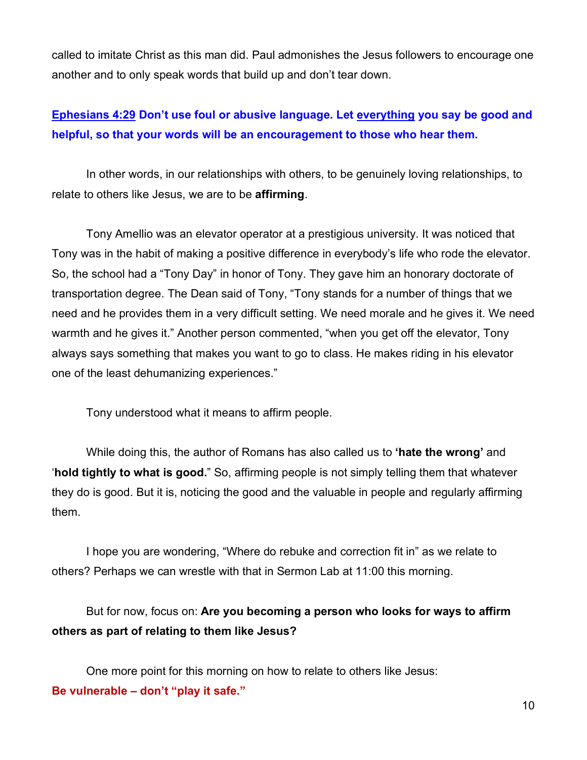called to imitate Christ as this man did. Paul admonishes the Jesus followers to encourage one another and to only speak words that build up and don't tear down.

**Ephesians 4:29 Don't use foul or abusive language. Let everything you say be good and helpful, so that your words will be an encouragement to those who hear them.**

In other words, in our relationships with others, to be genuinely loving relationships, to relate to others like Jesus, we are to be **affirming**.

Tony Amellio was an elevator operator at a prestigious university. It was noticed that Tony was in the habit of making a positive difference in everybody's life who rode the elevator. So, the school had a "Tony Day" in honor of Tony. They gave him an honorary doctorate of transportation degree. The Dean said of Tony, "Tony stands for a number of things that we need and he provides them in a very difficult setting. We need morale and he gives it. We need warmth and he gives it." Another person commented, "when you get off the elevator, Tony always says something that makes you want to go to class. He makes riding in his elevator one of the least dehumanizing experiences."

Tony understood what it means to affirm people.

While doing this, the author of Romans has also called us to **'hate the wrong'** and '**hold tightly to what is good.**" So, affirming people is not simply telling them that whatever they do is good. But it is, noticing the good and the valuable in people and regularly affirming them.

I hope you are wondering, "Where do rebuke and correction fit in" as we relate to others? Perhaps we can wrestle with that in Sermon Lab at 11:00 this morning.

But for now, focus on: **Are you becoming a person who looks for ways to affirm others as part of relating to them like Jesus?**

One more point for this morning on how to relate to others like Jesus:
**Be vulnerable – don't "play it safe."**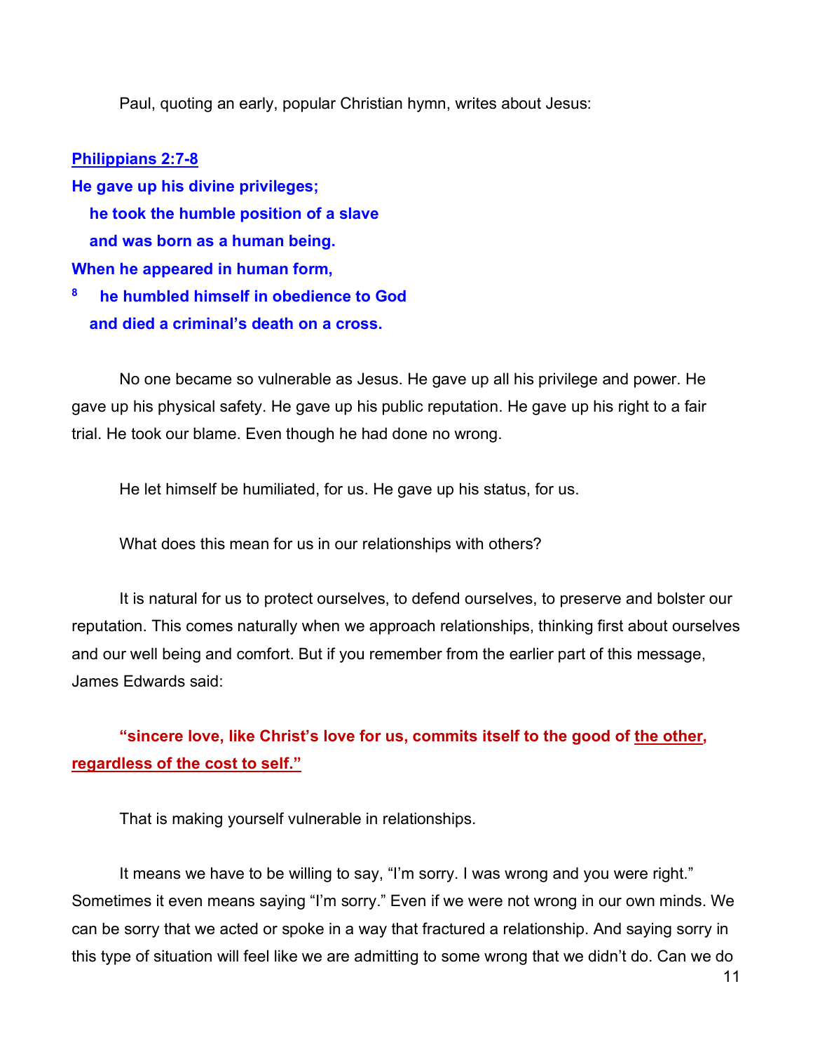Paul, quoting an early, popular Christian hymn, writes about Jesus:

**Philippians 2:7-8**

**He gave up his divine privileges;**
**he took the humble position of a slave**
**and was born as a human being.**
**When he appeared in human form,**
**8 he humbled himself in obedience to God**
**and died a criminal's death on a cross.**

No one became so vulnerable as Jesus. He gave up all his privilege and power. He gave up his physical safety. He gave up his public reputation. He gave up his right to a fair trial. He took our blame. Even though he had done no wrong.

He let himself be humiliated, for us. He gave up his status, for us.

What does this mean for us in our relationships with others?

It is natural for us to protect ourselves, to defend ourselves, to preserve and bolster our reputation. This comes naturally when we approach relationships, thinking first about ourselves and our well being and comfort. But if you remember from the earlier part of this message, James Edwards said:

**"sincere love, like Christ's love for us, commits itself to the good of the other, regardless of the cost to self."**

That is making yourself vulnerable in relationships.

It means we have to be willing to say, "I'm sorry. I was wrong and you were right." Sometimes it even means saying "I'm sorry." Even if we were not wrong in our own minds. We can be sorry that we acted or spoke in a way that fractured a relationship. And saying sorry in this type of situation will feel like we are admitting to some wrong that we didn't do. Can we do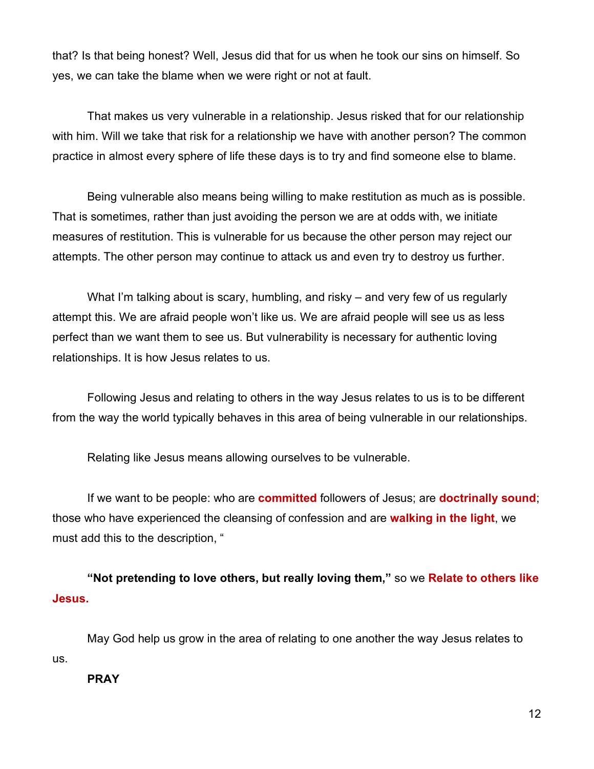that? Is that being honest? Well, Jesus did that for us when he took our sins on himself. So yes, we can take the blame when we were right or not at fault.

That makes us very vulnerable in a relationship. Jesus risked that for our relationship with him. Will we take that risk for a relationship we have with another person? The common practice in almost every sphere of life these days is to try and find someone else to blame.

Being vulnerable also means being willing to make restitution as much as is possible. That is sometimes, rather than just avoiding the person we are at odds with, we initiate measures of restitution. This is vulnerable for us because the other person may reject our attempts. The other person may continue to attack us and even try to destroy us further.

What I'm talking about is scary, humbling, and risky – and very few of us regularly attempt this. We are afraid people won't like us. We are afraid people will see us as less perfect than we want them to see us. But vulnerability is necessary for authentic loving relationships. It is how Jesus relates to us.

Following Jesus and relating to others in the way Jesus relates to us is to be different from the way the world typically behaves in this area of being vulnerable in our relationships.

Relating like Jesus means allowing ourselves to be vulnerable.

If we want to be people: who are **committed** followers of Jesus; are **doctrinally sound**; those who have experienced the cleansing of confession and are **walking in the light**, we must add this to the description, "

**"Not pretending to love others, but really loving them,"** so we **Relate to others like Jesus.**

May God help us grow in the area of relating to one another the way Jesus relates to us.

**PRAY**